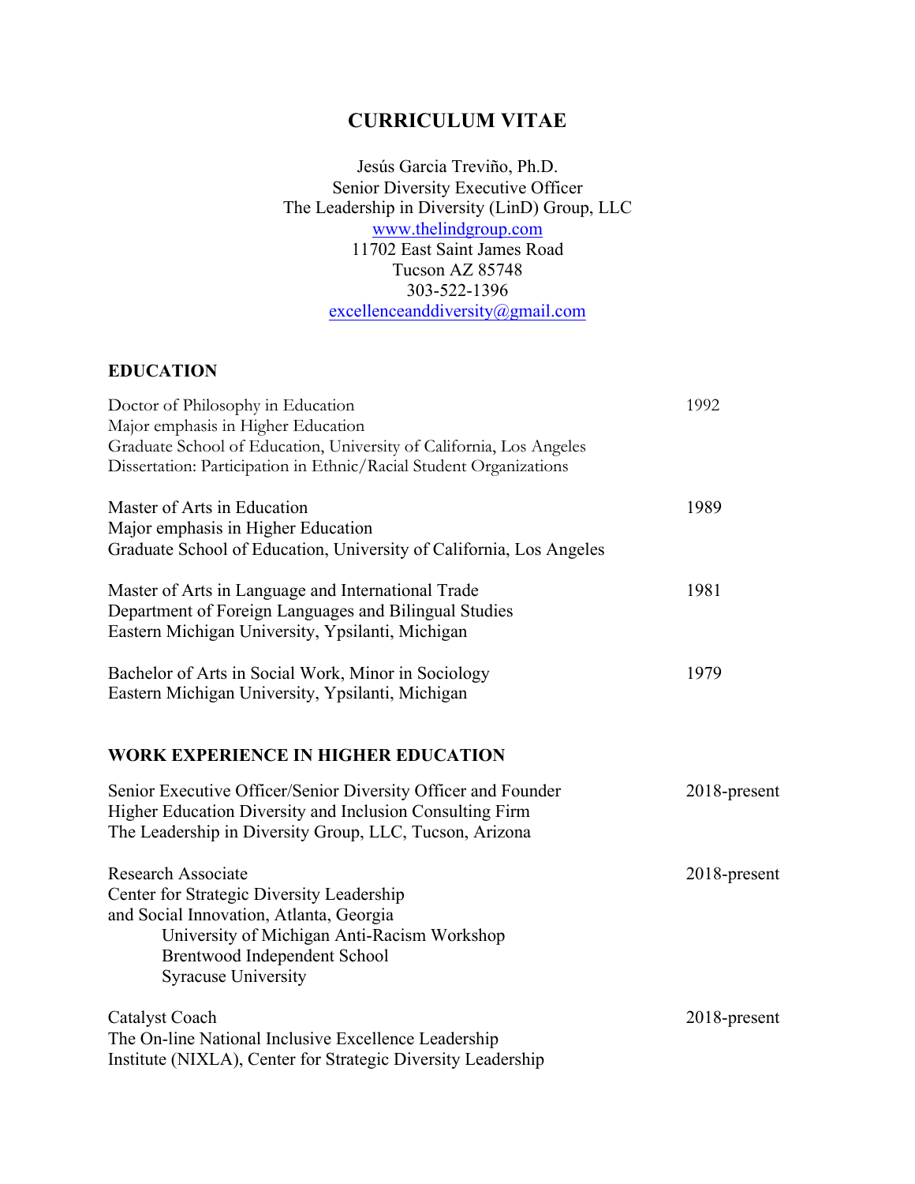# CURRICULUM VITAE

Jesús Garcia Treviño, Ph.D.
Senior Diversity Executive Officer
The Leadership in Diversity (LinD) Group, LLC
www.thelindgroup.com
11702 East Saint James Road
Tucson AZ 85748
303-522-1396
excellenceanddiversity@gmail.com

## EDUCATION

Doctor of Philosophy in Education — 1992
Major emphasis in Higher Education
Graduate School of Education, University of California, Los Angeles
Dissertation: Participation in Ethnic/Racial Student Organizations

Master of Arts in Education — 1989
Major emphasis in Higher Education
Graduate School of Education, University of California, Los Angeles

Master of Arts in Language and International Trade — 1981
Department of Foreign Languages and Bilingual Studies
Eastern Michigan University, Ypsilanti, Michigan

Bachelor of Arts in Social Work, Minor in Sociology — 1979
Eastern Michigan University, Ypsilanti, Michigan

## WORK EXPERIENCE IN HIGHER EDUCATION

Senior Executive Officer/Senior Diversity Officer and Founder — 2018-present
Higher Education Diversity and Inclusion Consulting Firm
The Leadership in Diversity Group, LLC, Tucson, Arizona

Research Associate — 2018-present
Center for Strategic Diversity Leadership
and Social Innovation, Atlanta, Georgia

- University of Michigan Anti-Racism Workshop
- Brentwood Independent School
- Syracuse University

Catalyst Coach — 2018-present
The On-line National Inclusive Excellence Leadership
Institute (NIXLA), Center for Strategic Diversity Leadership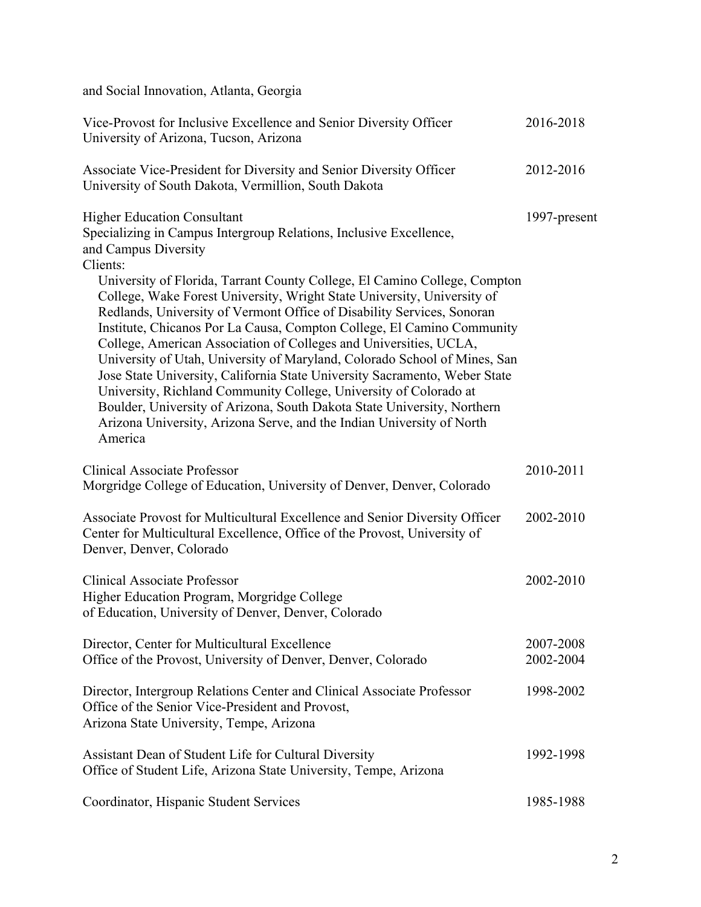and Social Innovation, Atlanta, Georgia

Vice-Provost for Inclusive Excellence and Senior Diversity Officer — 2016-2018
University of Arizona, Tucson, Arizona

Associate Vice-President for Diversity and Senior Diversity Officer — 2012-2016
University of South Dakota, Vermillion, South Dakota

Higher Education Consultant — 1997-present
Specializing in Campus Intergroup Relations, Inclusive Excellence, and Campus Diversity
Clients:
University of Florida, Tarrant County College, El Camino College, Compton College, Wake Forest University, Wright State University, University of Redlands, University of Vermont Office of Disability Services, Sonoran Institute, Chicanos Por La Causa, Compton College, El Camino Community College, American Association of Colleges and Universities, UCLA, University of Utah, University of Maryland, Colorado School of Mines, San Jose State University, California State University Sacramento, Weber State University, Richland Community College, University of Colorado at Boulder, University of Arizona, South Dakota State University, Northern Arizona University, Arizona Serve, and the Indian University of North America

Clinical Associate Professor — 2010-2011
Morgridge College of Education, University of Denver, Denver, Colorado

Associate Provost for Multicultural Excellence and Senior Diversity Officer — 2002-2010
Center for Multicultural Excellence, Office of the Provost, University of Denver, Denver, Colorado

Clinical Associate Professor — 2002-2010
Higher Education Program, Morgridge College of Education, University of Denver, Denver, Colorado

Director, Center for Multicultural Excellence — 2007-2008, 2002-2004
Office of the Provost, University of Denver, Denver, Colorado

Director, Intergroup Relations Center and Clinical Associate Professor — 1998-2002
Office of the Senior Vice-President and Provost,
Arizona State University, Tempe, Arizona

Assistant Dean of Student Life for Cultural Diversity — 1992-1998
Office of Student Life, Arizona State University, Tempe, Arizona

Coordinator, Hispanic Student Services — 1985-1988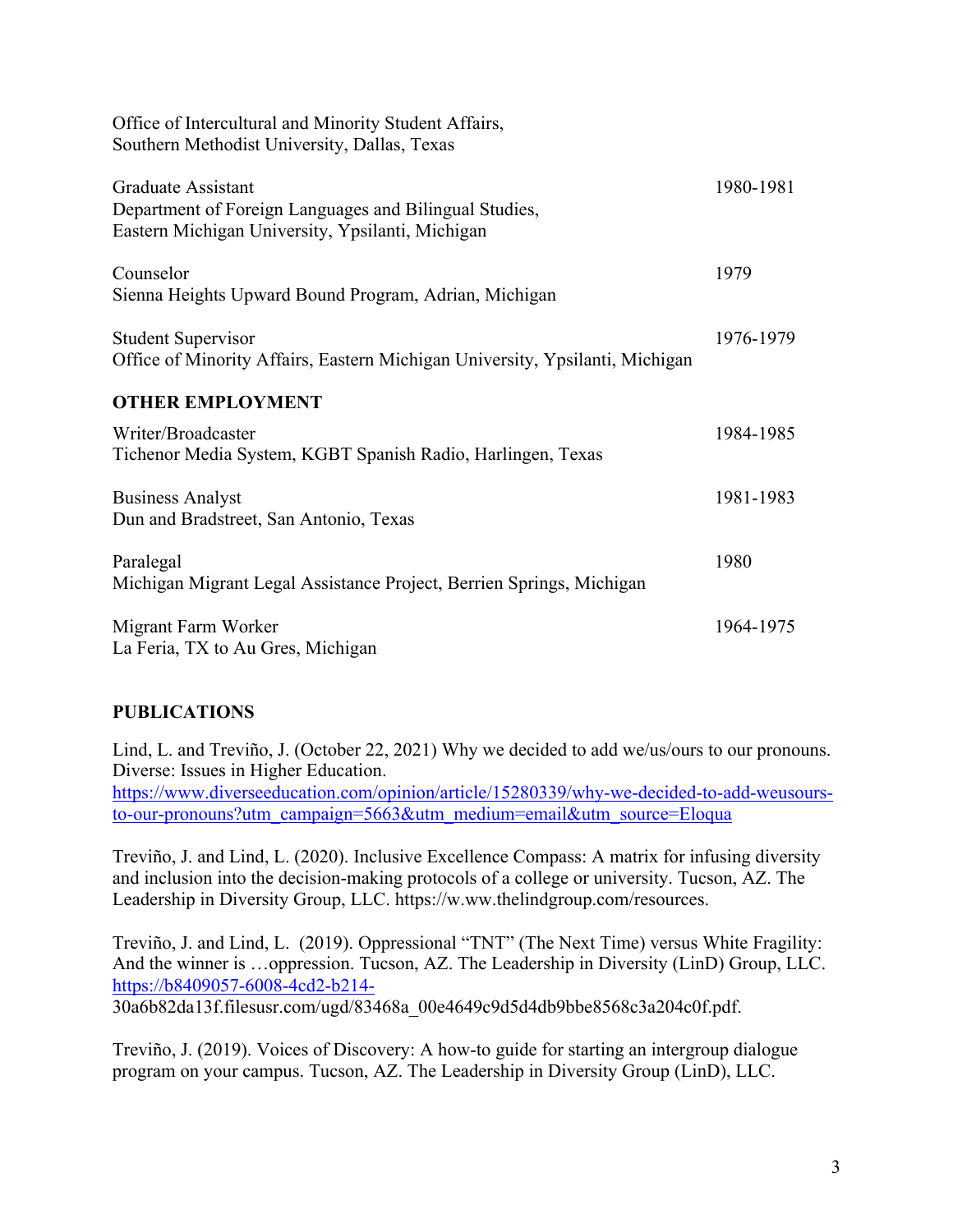Office of Intercultural and Minority Student Affairs,
Southern Methodist University, Dallas, Texas

Graduate Assistant — 1980-1981
Department of Foreign Languages and Bilingual Studies,
Eastern Michigan University, Ypsilanti, Michigan

Counselor — 1979
Sienna Heights Upward Bound Program, Adrian, Michigan

Student Supervisor — 1976-1979
Office of Minority Affairs, Eastern Michigan University, Ypsilanti, Michigan

## OTHER EMPLOYMENT

Writer/Broadcaster — 1984-1985
Tichenor Media System, KGBT Spanish Radio, Harlingen, Texas

Business Analyst — 1981-1983
Dun and Bradstreet, San Antonio, Texas

Paralegal — 1980
Michigan Migrant Legal Assistance Project, Berrien Springs, Michigan

Migrant Farm Worker — 1964-1975
La Feria, TX to Au Gres, Michigan

## PUBLICATIONS

Lind, L. and Treviño, J. (October 22, 2021) Why we decided to add we/us/ours to our pronouns. Diverse: Issues in Higher Education. https://www.diverseeducation.com/opinion/article/15280339/why-we-decided-to-add-weusours-to-our-pronouns?utm_campaign=5663&utm_medium=email&utm_source=Eloqua

Treviño, J. and Lind, L. (2020). Inclusive Excellence Compass: A matrix for infusing diversity and inclusion into the decision-making protocols of a college or university. Tucson, AZ. The Leadership in Diversity Group, LLC. https://w.ww.thelindgroup.com/resources.

Treviño, J. and Lind, L. (2019). Oppressional "TNT" (The Next Time) versus White Fragility: And the winner is …oppression. Tucson, AZ. The Leadership in Diversity (LinD) Group, LLC. https://b8409057-6008-4cd2-b214-30a6b82da13f.filesusr.com/ugd/83468a_00e4649c9d5d4db9bbe8568c3a204c0f.pdf.

Treviño, J. (2019). Voices of Discovery: A how-to guide for starting an intergroup dialogue program on your campus. Tucson, AZ. The Leadership in Diversity Group (LinD), LLC.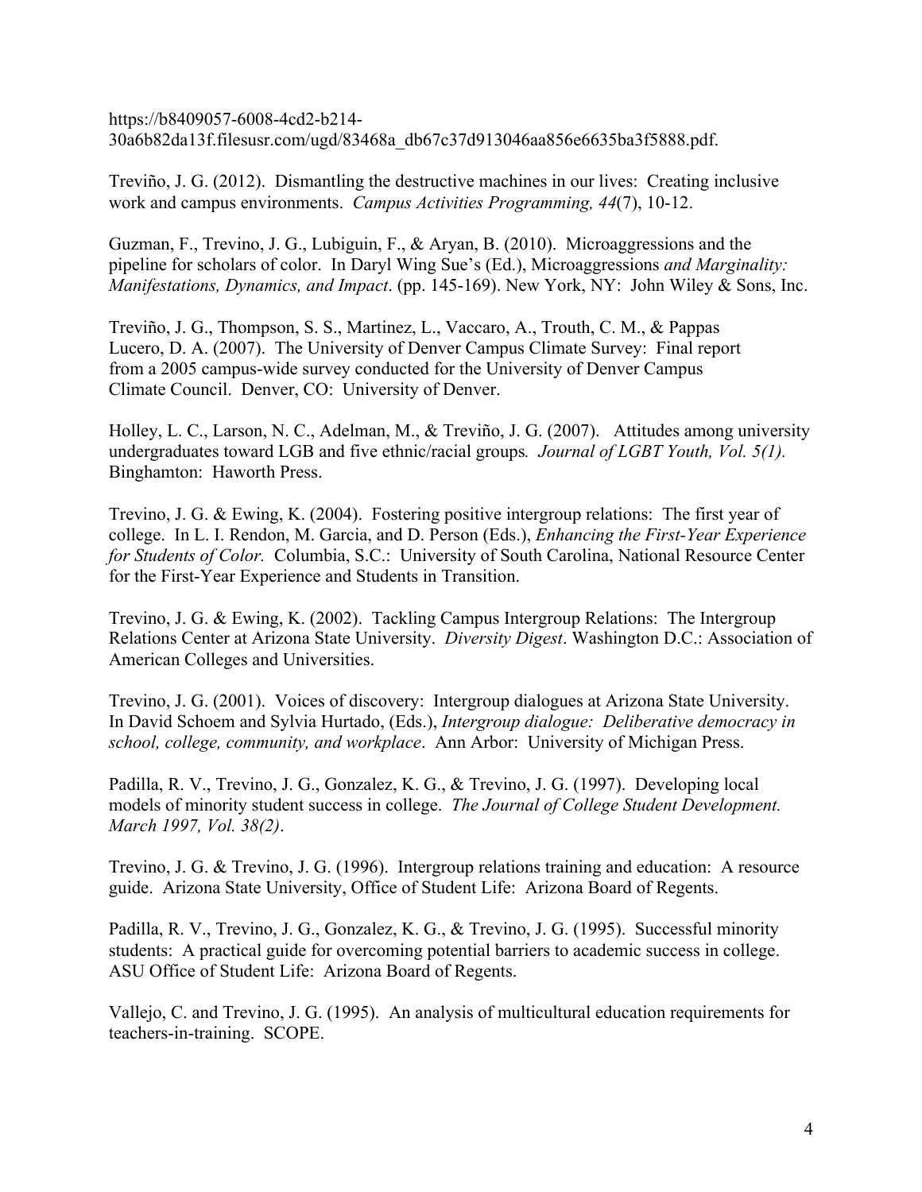https://b8409057-6008-4cd2-b214-30a6b82da13f.filesusr.com/ugd/83468a_db67c37d913046aa856e6635ba3f5888.pdf.

Treviño, J. G. (2012). Dismantling the destructive machines in our lives: Creating inclusive work and campus environments. *Campus Activities Programming, 44*(7), 10-12.

Guzman, F., Trevino, J. G., Lubiguin, F., & Aryan, B. (2010). Microaggressions and the pipeline for scholars of color. In Daryl Wing Sue's (Ed.), Microaggressions *and Marginality: Manifestations, Dynamics, and Impact*. (pp. 145-169). New York, NY: John Wiley & Sons, Inc.

Treviño, J. G., Thompson, S. S., Martinez, L., Vaccaro, A., Trouth, C. M., & Pappas Lucero, D. A. (2007). The University of Denver Campus Climate Survey: Final report from a 2005 campus-wide survey conducted for the University of Denver Campus Climate Council. Denver, CO: University of Denver.

Holley, L. C., Larson, N. C., Adelman, M., & Treviño, J. G. (2007). Attitudes among university undergraduates toward LGB and five ethnic/racial groups*. Journal of LGBT Youth, Vol. 5(1).* Binghamton: Haworth Press.

Trevino, J. G. & Ewing, K. (2004). Fostering positive intergroup relations: The first year of college. In L. I. Rendon, M. Garcia, and D. Person (Eds.), *Enhancing the First-Year Experience for Students of Color.* Columbia, S.C.: University of South Carolina, National Resource Center for the First-Year Experience and Students in Transition.

Trevino, J. G. & Ewing, K. (2002). Tackling Campus Intergroup Relations: The Intergroup Relations Center at Arizona State University. *Diversity Digest*. Washington D.C.: Association of American Colleges and Universities.

Trevino, J. G. (2001). Voices of discovery: Intergroup dialogues at Arizona State University. In David Schoem and Sylvia Hurtado, (Eds.), *Intergroup dialogue: Deliberative democracy in school, college, community, and workplace*. Ann Arbor: University of Michigan Press.

Padilla, R. V., Trevino, J. G., Gonzalez, K. G., & Trevino, J. G. (1997). Developing local models of minority student success in college. *The Journal of College Student Development. March 1997, Vol. 38(2)*.

Trevino, J. G. & Trevino, J. G. (1996). Intergroup relations training and education: A resource guide. Arizona State University, Office of Student Life: Arizona Board of Regents.

Padilla, R. V., Trevino, J. G., Gonzalez, K. G., & Trevino, J. G. (1995). Successful minority students: A practical guide for overcoming potential barriers to academic success in college. ASU Office of Student Life: Arizona Board of Regents.

Vallejo, C. and Trevino, J. G. (1995). An analysis of multicultural education requirements for teachers-in-training. SCOPE.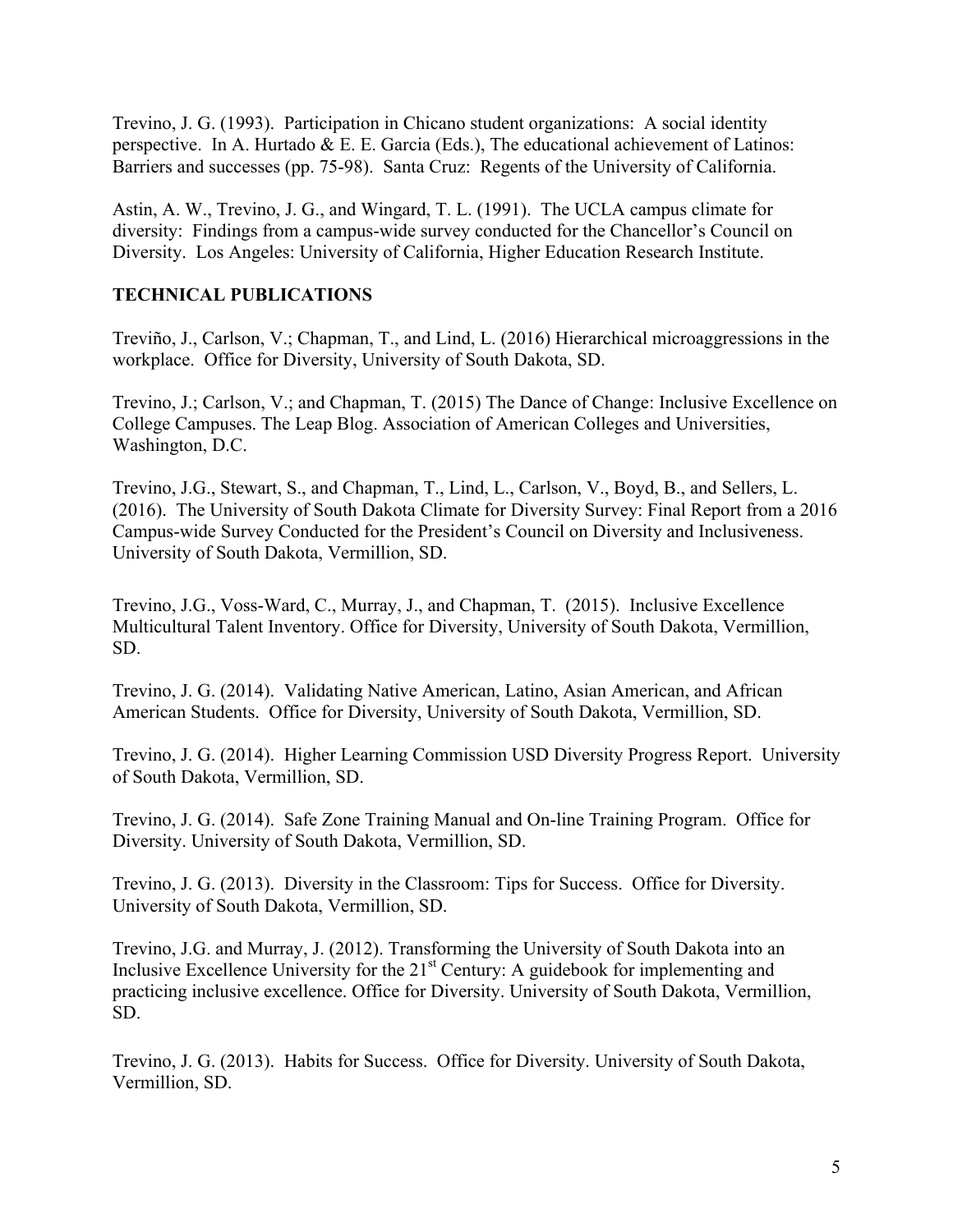Trevino, J. G. (1993). Participation in Chicano student organizations: A social identity perspective. In A. Hurtado & E. E. Garcia (Eds.), The educational achievement of Latinos: Barriers and successes (pp. 75-98). Santa Cruz: Regents of the University of California.

Astin, A. W., Trevino, J. G., and Wingard, T. L. (1991). The UCLA campus climate for diversity: Findings from a campus-wide survey conducted for the Chancellor's Council on Diversity. Los Angeles: University of California, Higher Education Research Institute.

## TECHNICAL PUBLICATIONS

Treviño, J., Carlson, V.; Chapman, T., and Lind, L. (2016) Hierarchical microaggressions in the workplace. Office for Diversity, University of South Dakota, SD.

Trevino, J.; Carlson, V.; and Chapman, T. (2015) The Dance of Change: Inclusive Excellence on College Campuses. The Leap Blog. Association of American Colleges and Universities, Washington, D.C.

Trevino, J.G., Stewart, S., and Chapman, T., Lind, L., Carlson, V., Boyd, B., and Sellers, L. (2016). The University of South Dakota Climate for Diversity Survey: Final Report from a 2016 Campus-wide Survey Conducted for the President's Council on Diversity and Inclusiveness. University of South Dakota, Vermillion, SD.

Trevino, J.G., Voss-Ward, C., Murray, J., and Chapman, T. (2015). Inclusive Excellence Multicultural Talent Inventory. Office for Diversity, University of South Dakota, Vermillion, SD.

Trevino, J. G. (2014). Validating Native American, Latino, Asian American, and African American Students. Office for Diversity, University of South Dakota, Vermillion, SD.

Trevino, J. G. (2014). Higher Learning Commission USD Diversity Progress Report. University of South Dakota, Vermillion, SD.

Trevino, J. G. (2014). Safe Zone Training Manual and On-line Training Program. Office for Diversity. University of South Dakota, Vermillion, SD.

Trevino, J. G. (2013). Diversity in the Classroom: Tips for Success. Office for Diversity. University of South Dakota, Vermillion, SD.

Trevino, J.G. and Murray, J. (2012). Transforming the University of South Dakota into an Inclusive Excellence University for the 21st Century: A guidebook for implementing and practicing inclusive excellence. Office for Diversity. University of South Dakota, Vermillion, SD.

Trevino, J. G. (2013). Habits for Success. Office for Diversity. University of South Dakota, Vermillion, SD.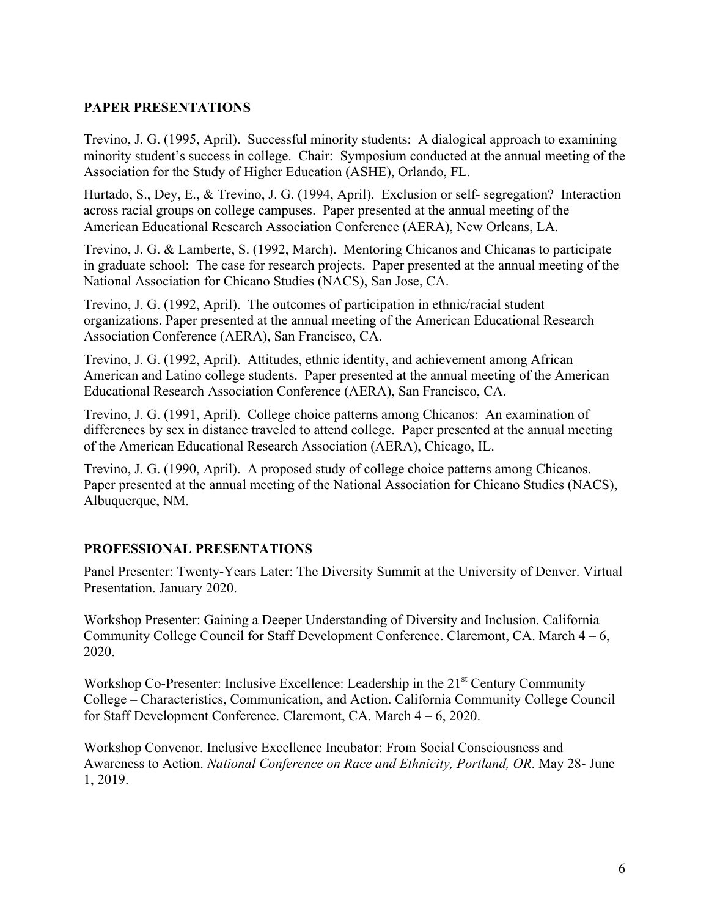## PAPER PRESENTATIONS

Trevino, J. G. (1995, April). Successful minority students: A dialogical approach to examining minority student's success in college. Chair: Symposium conducted at the annual meeting of the Association for the Study of Higher Education (ASHE), Orlando, FL.

Hurtado, S., Dey, E., & Trevino, J. G. (1994, April). Exclusion or self- segregation? Interaction across racial groups on college campuses. Paper presented at the annual meeting of the American Educational Research Association Conference (AERA), New Orleans, LA.

Trevino, J. G. & Lamberte, S. (1992, March). Mentoring Chicanos and Chicanas to participate in graduate school: The case for research projects. Paper presented at the annual meeting of the National Association for Chicano Studies (NACS), San Jose, CA.

Trevino, J. G. (1992, April). The outcomes of participation in ethnic/racial student organizations. Paper presented at the annual meeting of the American Educational Research Association Conference (AERA), San Francisco, CA.

Trevino, J. G. (1992, April). Attitudes, ethnic identity, and achievement among African American and Latino college students. Paper presented at the annual meeting of the American Educational Research Association Conference (AERA), San Francisco, CA.

Trevino, J. G. (1991, April). College choice patterns among Chicanos: An examination of differences by sex in distance traveled to attend college. Paper presented at the annual meeting of the American Educational Research Association (AERA), Chicago, IL.

Trevino, J. G. (1990, April). A proposed study of college choice patterns among Chicanos. Paper presented at the annual meeting of the National Association for Chicano Studies (NACS), Albuquerque, NM.

## PROFESSIONAL PRESENTATIONS

Panel Presenter: Twenty-Years Later: The Diversity Summit at the University of Denver. Virtual Presentation. January 2020.

Workshop Presenter: Gaining a Deeper Understanding of Diversity and Inclusion. California Community College Council for Staff Development Conference. Claremont, CA. March 4 – 6, 2020.

Workshop Co-Presenter: Inclusive Excellence: Leadership in the 21st Century Community College – Characteristics, Communication, and Action. California Community College Council for Staff Development Conference. Claremont, CA. March 4 – 6, 2020.

Workshop Convenor. Inclusive Excellence Incubator: From Social Consciousness and Awareness to Action. *National Conference on Race and Ethnicity, Portland, OR*. May 28- June 1, 2019.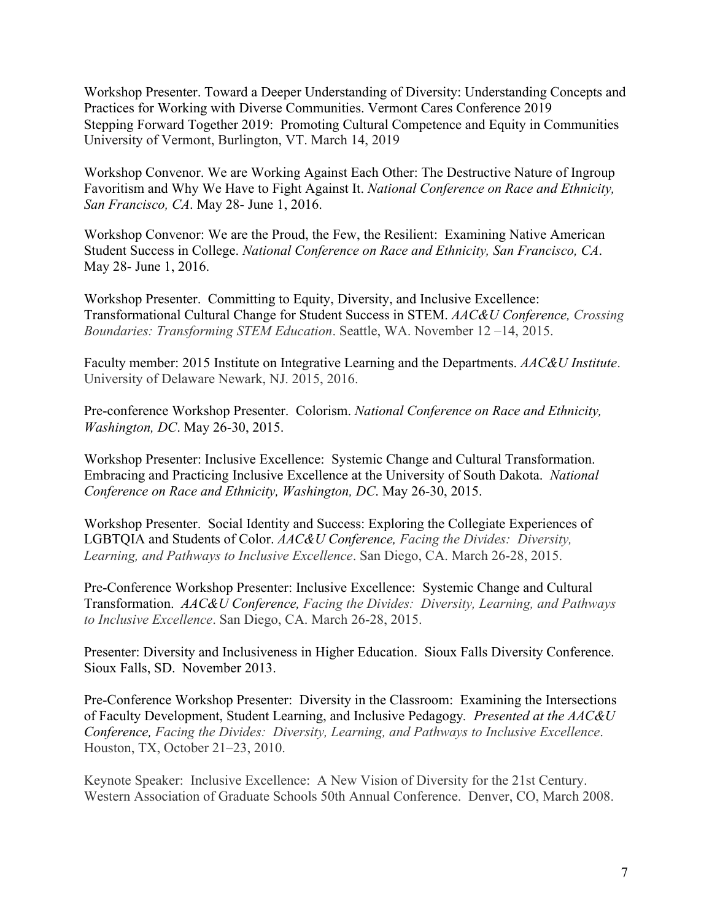Workshop Presenter. Toward a Deeper Understanding of Diversity: Understanding Concepts and Practices for Working with Diverse Communities. Vermont Cares Conference 2019
Stepping Forward Together 2019: Promoting Cultural Competence and Equity in Communities
University of Vermont, Burlington, VT. March 14, 2019

Workshop Convenor. We are Working Against Each Other: The Destructive Nature of Ingroup Favoritism and Why We Have to Fight Against It. *National Conference on Race and Ethnicity, San Francisco, CA*. May 28- June 1, 2016.

Workshop Convenor: We are the Proud, the Few, the Resilient: Examining Native American Student Success in College. *National Conference on Race and Ethnicity, San Francisco, CA*. May 28- June 1, 2016.

Workshop Presenter. Committing to Equity, Diversity, and Inclusive Excellence: Transformational Cultural Change for Student Success in STEM. *AAC&U Conference, Crossing Boundaries: Transforming STEM Education*. Seattle, WA. November 12 –14, 2015.

Faculty member: 2015 Institute on Integrative Learning and the Departments. *AAC&U Institute*. University of Delaware Newark, NJ. 2015, 2016.

Pre-conference Workshop Presenter. Colorism. *National Conference on Race and Ethnicity, Washington, DC*. May 26-30, 2015.

Workshop Presenter: Inclusive Excellence: Systemic Change and Cultural Transformation. Embracing and Practicing Inclusive Excellence at the University of South Dakota. *National Conference on Race and Ethnicity, Washington, DC*. May 26-30, 2015.

Workshop Presenter. Social Identity and Success: Exploring the Collegiate Experiences of LGBTQIA and Students of Color. *AAC&U Conference, Facing the Divides: Diversity, Learning, and Pathways to Inclusive Excellence*. San Diego, CA. March 26-28, 2015.

Pre-Conference Workshop Presenter: Inclusive Excellence: Systemic Change and Cultural Transformation. *AAC&U Conference, Facing the Divides: Diversity, Learning, and Pathways to Inclusive Excellence*. San Diego, CA. March 26-28, 2015.

Presenter: Diversity and Inclusiveness in Higher Education. Sioux Falls Diversity Conference. Sioux Falls, SD. November 2013.

Pre-Conference Workshop Presenter: Diversity in the Classroom: Examining the Intersections of Faculty Development, Student Learning, and Inclusive Pedagogy*. Presented at the AAC&U Conference, Facing the Divides: Diversity, Learning, and Pathways to Inclusive Excellence*. Houston, TX, October 21–23, 2010.

Keynote Speaker: Inclusive Excellence: A New Vision of Diversity for the 21st Century. Western Association of Graduate Schools 50th Annual Conference. Denver, CO, March 2008.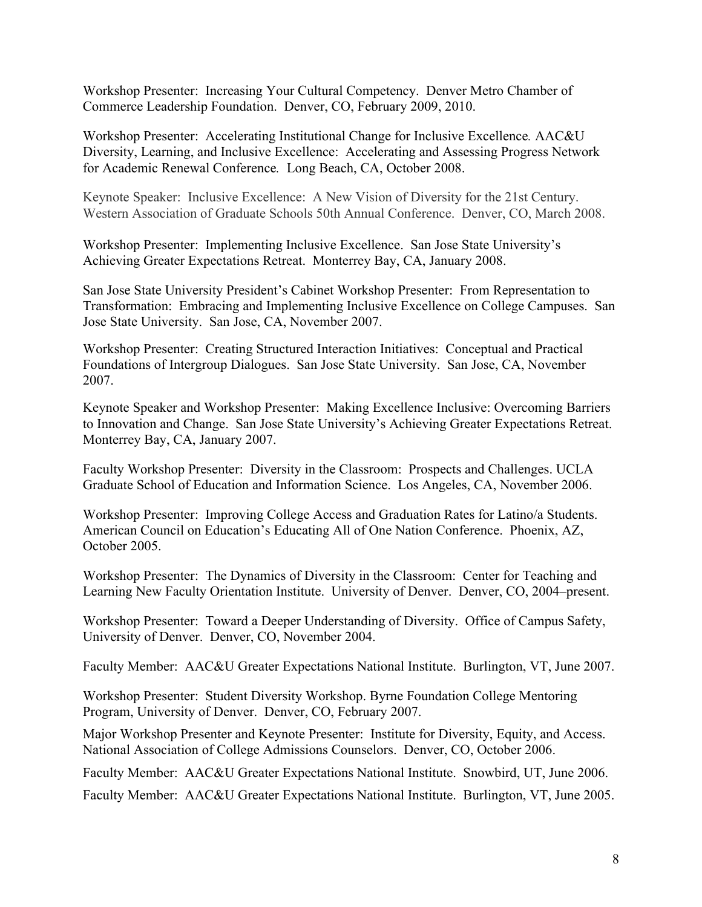Workshop Presenter: Increasing Your Cultural Competency. Denver Metro Chamber of Commerce Leadership Foundation. Denver, CO, February 2009, 2010.

Workshop Presenter: Accelerating Institutional Change for Inclusive Excellence. AAC&U Diversity, Learning, and Inclusive Excellence: Accelerating and Assessing Progress Network for Academic Renewal Conference. Long Beach, CA, October 2008.

Keynote Speaker: Inclusive Excellence: A New Vision of Diversity for the 21st Century. Western Association of Graduate Schools 50th Annual Conference. Denver, CO, March 2008.

Workshop Presenter: Implementing Inclusive Excellence. San Jose State University's Achieving Greater Expectations Retreat. Monterrey Bay, CA, January 2008.

San Jose State University President's Cabinet Workshop Presenter: From Representation to Transformation: Embracing and Implementing Inclusive Excellence on College Campuses. San Jose State University. San Jose, CA, November 2007.

Workshop Presenter: Creating Structured Interaction Initiatives: Conceptual and Practical Foundations of Intergroup Dialogues. San Jose State University. San Jose, CA, November 2007.

Keynote Speaker and Workshop Presenter: Making Excellence Inclusive: Overcoming Barriers to Innovation and Change. San Jose State University's Achieving Greater Expectations Retreat. Monterrey Bay, CA, January 2007.

Faculty Workshop Presenter: Diversity in the Classroom: Prospects and Challenges. UCLA Graduate School of Education and Information Science. Los Angeles, CA, November 2006.

Workshop Presenter: Improving College Access and Graduation Rates for Latino/a Students. American Council on Education's Educating All of One Nation Conference. Phoenix, AZ, October 2005.

Workshop Presenter: The Dynamics of Diversity in the Classroom: Center for Teaching and Learning New Faculty Orientation Institute. University of Denver. Denver, CO, 2004–present.

Workshop Presenter: Toward a Deeper Understanding of Diversity. Office of Campus Safety, University of Denver. Denver, CO, November 2004.

Faculty Member: AAC&U Greater Expectations National Institute. Burlington, VT, June 2007.

Workshop Presenter: Student Diversity Workshop. Byrne Foundation College Mentoring Program, University of Denver. Denver, CO, February 2007.

Major Workshop Presenter and Keynote Presenter: Institute for Diversity, Equity, and Access. National Association of College Admissions Counselors. Denver, CO, October 2006.

Faculty Member: AAC&U Greater Expectations National Institute. Snowbird, UT, June 2006.

Faculty Member: AAC&U Greater Expectations National Institute. Burlington, VT, June 2005.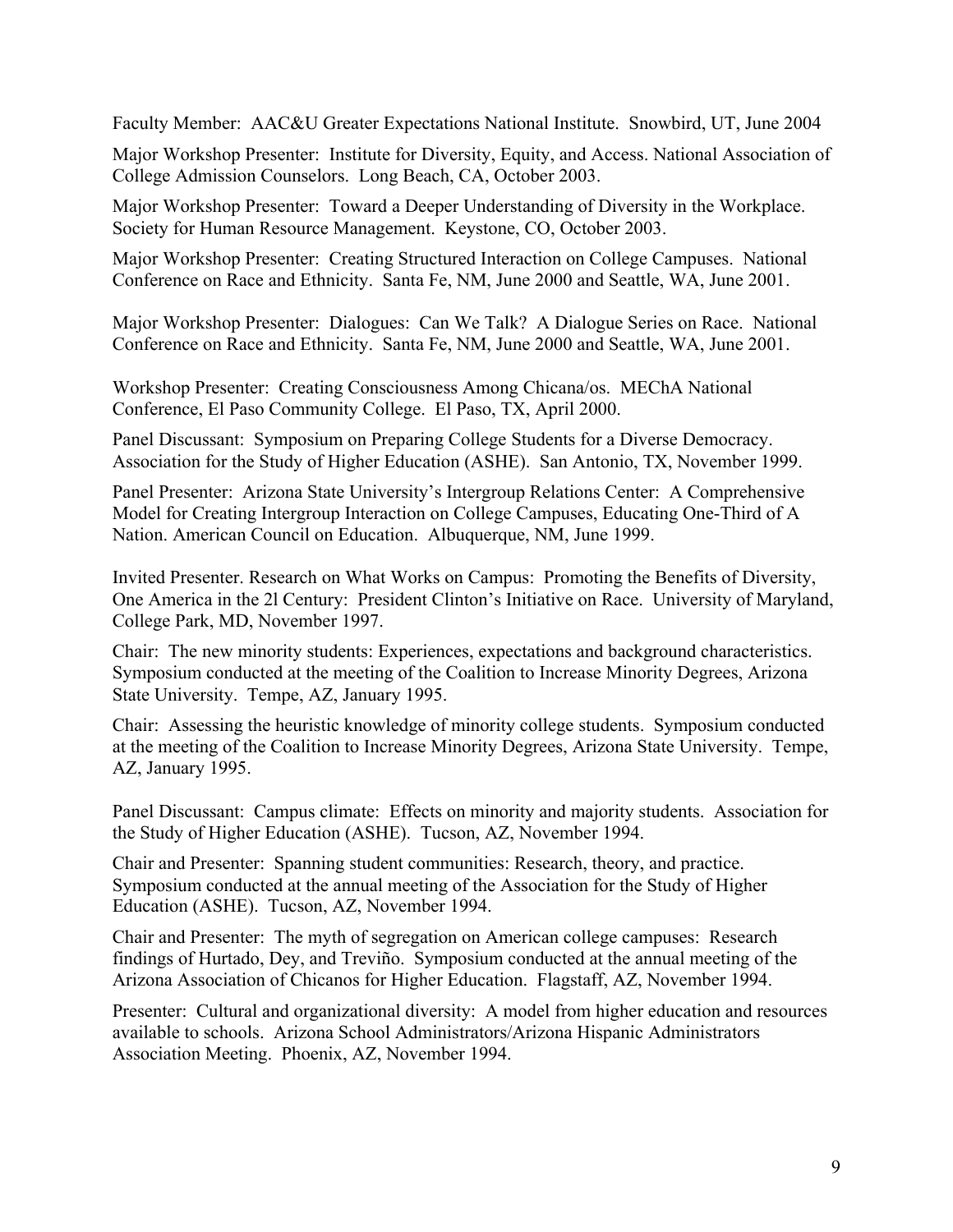Faculty Member: AAC&U Greater Expectations National Institute. Snowbird, UT, June 2004

Major Workshop Presenter: Institute for Diversity, Equity, and Access. National Association of College Admission Counselors. Long Beach, CA, October 2003.

Major Workshop Presenter: Toward a Deeper Understanding of Diversity in the Workplace. Society for Human Resource Management. Keystone, CO, October 2003.

Major Workshop Presenter: Creating Structured Interaction on College Campuses. National Conference on Race and Ethnicity. Santa Fe, NM, June 2000 and Seattle, WA, June 2001.

Major Workshop Presenter: Dialogues: Can We Talk? A Dialogue Series on Race. National Conference on Race and Ethnicity. Santa Fe, NM, June 2000 and Seattle, WA, June 2001.

Workshop Presenter: Creating Consciousness Among Chicana/os. MEChA National Conference, El Paso Community College. El Paso, TX, April 2000.

Panel Discussant: Symposium on Preparing College Students for a Diverse Democracy. Association for the Study of Higher Education (ASHE). San Antonio, TX, November 1999.

Panel Presenter: Arizona State University's Intergroup Relations Center: A Comprehensive Model for Creating Intergroup Interaction on College Campuses, Educating One-Third of A Nation. American Council on Education. Albuquerque, NM, June 1999.

Invited Presenter. Research on What Works on Campus: Promoting the Benefits of Diversity, One America in the 2l Century: President Clinton's Initiative on Race. University of Maryland, College Park, MD, November 1997.

Chair: The new minority students: Experiences, expectations and background characteristics. Symposium conducted at the meeting of the Coalition to Increase Minority Degrees, Arizona State University. Tempe, AZ, January 1995.

Chair: Assessing the heuristic knowledge of minority college students. Symposium conducted at the meeting of the Coalition to Increase Minority Degrees, Arizona State University. Tempe, AZ, January 1995.

Panel Discussant: Campus climate: Effects on minority and majority students. Association for the Study of Higher Education (ASHE). Tucson, AZ, November 1994.

Chair and Presenter: Spanning student communities: Research, theory, and practice. Symposium conducted at the annual meeting of the Association for the Study of Higher Education (ASHE). Tucson, AZ, November 1994.

Chair and Presenter: The myth of segregation on American college campuses: Research findings of Hurtado, Dey, and Treviño. Symposium conducted at the annual meeting of the Arizona Association of Chicanos for Higher Education. Flagstaff, AZ, November 1994.

Presenter: Cultural and organizational diversity: A model from higher education and resources available to schools. Arizona School Administrators/Arizona Hispanic Administrators Association Meeting. Phoenix, AZ, November 1994.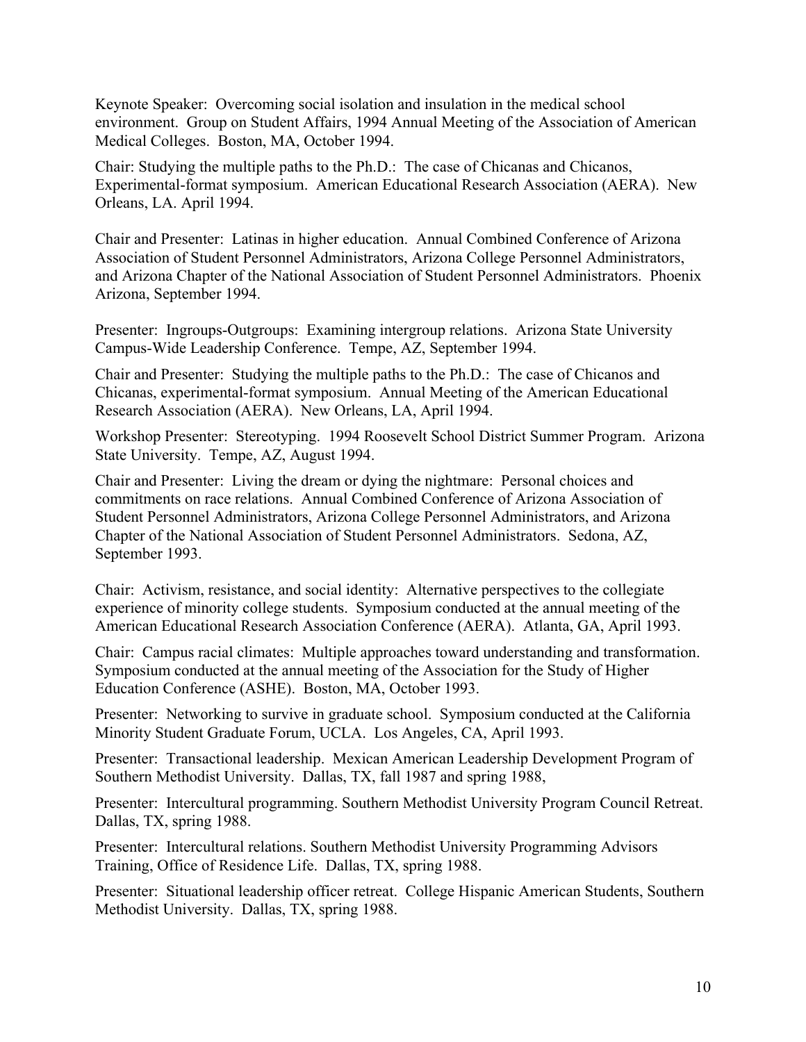Keynote Speaker: Overcoming social isolation and insulation in the medical school environment. Group on Student Affairs, 1994 Annual Meeting of the Association of American Medical Colleges. Boston, MA, October 1994.

Chair: Studying the multiple paths to the Ph.D.: The case of Chicanas and Chicanos, Experimental-format symposium. American Educational Research Association (AERA). New Orleans, LA. April 1994.

Chair and Presenter: Latinas in higher education. Annual Combined Conference of Arizona Association of Student Personnel Administrators, Arizona College Personnel Administrators, and Arizona Chapter of the National Association of Student Personnel Administrators. Phoenix Arizona, September 1994.

Presenter: Ingroups-Outgroups: Examining intergroup relations. Arizona State University Campus-Wide Leadership Conference. Tempe, AZ, September 1994.

Chair and Presenter: Studying the multiple paths to the Ph.D.: The case of Chicanos and Chicanas, experimental-format symposium. Annual Meeting of the American Educational Research Association (AERA). New Orleans, LA, April 1994.

Workshop Presenter: Stereotyping. 1994 Roosevelt School District Summer Program. Arizona State University. Tempe, AZ, August 1994.

Chair and Presenter: Living the dream or dying the nightmare: Personal choices and commitments on race relations. Annual Combined Conference of Arizona Association of Student Personnel Administrators, Arizona College Personnel Administrators, and Arizona Chapter of the National Association of Student Personnel Administrators. Sedona, AZ, September 1993.

Chair: Activism, resistance, and social identity: Alternative perspectives to the collegiate experience of minority college students. Symposium conducted at the annual meeting of the American Educational Research Association Conference (AERA). Atlanta, GA, April 1993.

Chair: Campus racial climates: Multiple approaches toward understanding and transformation. Symposium conducted at the annual meeting of the Association for the Study of Higher Education Conference (ASHE). Boston, MA, October 1993.

Presenter: Networking to survive in graduate school. Symposium conducted at the California Minority Student Graduate Forum, UCLA. Los Angeles, CA, April 1993.

Presenter: Transactional leadership. Mexican American Leadership Development Program of Southern Methodist University. Dallas, TX, fall 1987 and spring 1988,

Presenter: Intercultural programming. Southern Methodist University Program Council Retreat. Dallas, TX, spring 1988.

Presenter: Intercultural relations. Southern Methodist University Programming Advisors Training, Office of Residence Life. Dallas, TX, spring 1988.

Presenter: Situational leadership officer retreat. College Hispanic American Students, Southern Methodist University. Dallas, TX, spring 1988.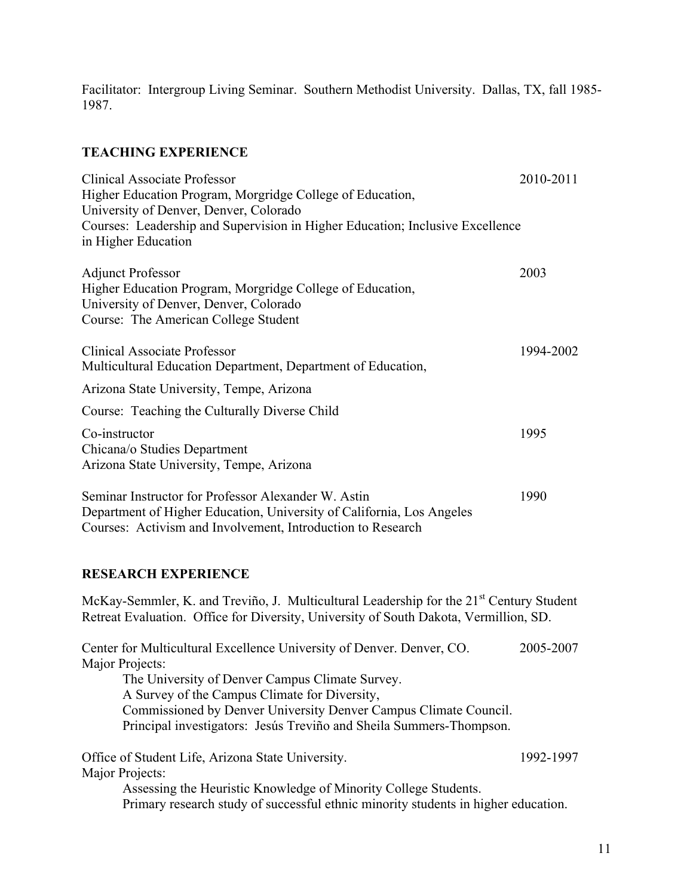Facilitator: Intergroup Living Seminar. Southern Methodist University. Dallas, TX, fall 1985-1987.

## TEACHING EXPERIENCE

Clinical Associate Professor — 2010-2011
Higher Education Program, Morgridge College of Education,
University of Denver, Denver, Colorado
Courses: Leadership and Supervision in Higher Education; Inclusive Excellence in Higher Education

Adjunct Professor — 2003
Higher Education Program, Morgridge College of Education,
University of Denver, Denver, Colorado
Course: The American College Student

Clinical Associate Professor — 1994-2002
Multicultural Education Department, Department of Education,
Arizona State University, Tempe, Arizona
Course: Teaching the Culturally Diverse Child

Co-instructor — 1995
Chicana/o Studies Department
Arizona State University, Tempe, Arizona

Seminar Instructor for Professor Alexander W. Astin — 1990
Department of Higher Education, University of California, Los Angeles
Courses: Activism and Involvement, Introduction to Research

## RESEARCH EXPERIENCE

McKay-Semmler, K. and Treviño, J. Multicultural Leadership for the 21st Century Student Retreat Evaluation. Office for Diversity, University of South Dakota, Vermillion, SD.

Center for Multicultural Excellence University of Denver. Denver, CO. — 2005-2007
Major Projects:
The University of Denver Campus Climate Survey.
A Survey of the Campus Climate for Diversity,
Commissioned by Denver University Denver Campus Climate Council.
Principal investigators: Jesús Treviño and Sheila Summers-Thompson.

Office of Student Life, Arizona State University. — 1992-1997
Major Projects:
Assessing the Heuristic Knowledge of Minority College Students.
Primary research study of successful ethnic minority students in higher education.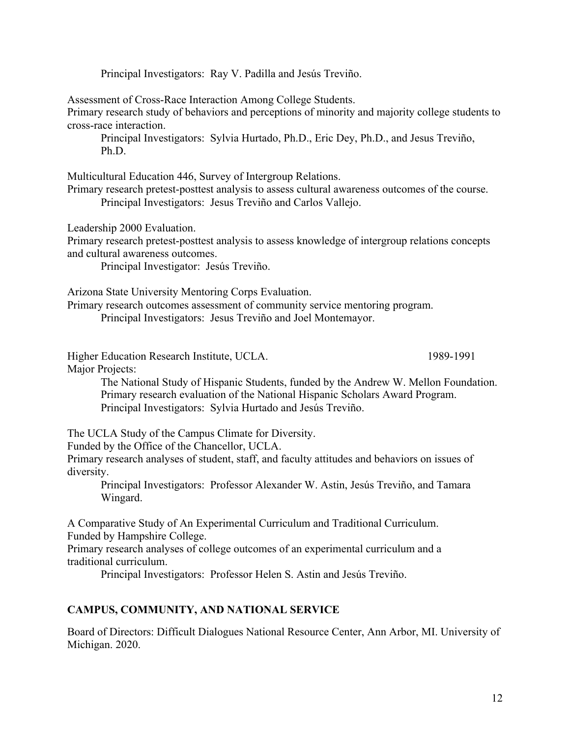Principal Investigators: Ray V. Padilla and Jesús Treviño.

Assessment of Cross-Race Interaction Among College Students.
Primary research study of behaviors and perceptions of minority and majority college students to cross-race interaction.
Principal Investigators: Sylvia Hurtado, Ph.D., Eric Dey, Ph.D., and Jesus Treviño, Ph.D.

Multicultural Education 446, Survey of Intergroup Relations.
Primary research pretest-posttest analysis to assess cultural awareness outcomes of the course.
Principal Investigators: Jesus Treviño and Carlos Vallejo.

Leadership 2000 Evaluation.
Primary research pretest-posttest analysis to assess knowledge of intergroup relations concepts and cultural awareness outcomes.
Principal Investigator: Jesús Treviño.

Arizona State University Mentoring Corps Evaluation.
Primary research outcomes assessment of community service mentoring program.
Principal Investigators: Jesus Treviño and Joel Montemayor.

Higher Education Research Institute, UCLA. 1989-1991
Major Projects:
The National Study of Hispanic Students, funded by the Andrew W. Mellon Foundation.
Primary research evaluation of the National Hispanic Scholars Award Program.
Principal Investigators: Sylvia Hurtado and Jesús Treviño.

The UCLA Study of the Campus Climate for Diversity.
Funded by the Office of the Chancellor, UCLA.
Primary research analyses of student, staff, and faculty attitudes and behaviors on issues of diversity.
Principal Investigators: Professor Alexander W. Astin, Jesús Treviño, and Tamara Wingard.

A Comparative Study of An Experimental Curriculum and Traditional Curriculum.
Funded by Hampshire College.
Primary research analyses of college outcomes of an experimental curriculum and a traditional curriculum.
Principal Investigators: Professor Helen S. Astin and Jesús Treviño.

## CAMPUS, COMMUNITY, AND NATIONAL SERVICE

Board of Directors: Difficult Dialogues National Resource Center, Ann Arbor, MI. University of Michigan. 2020.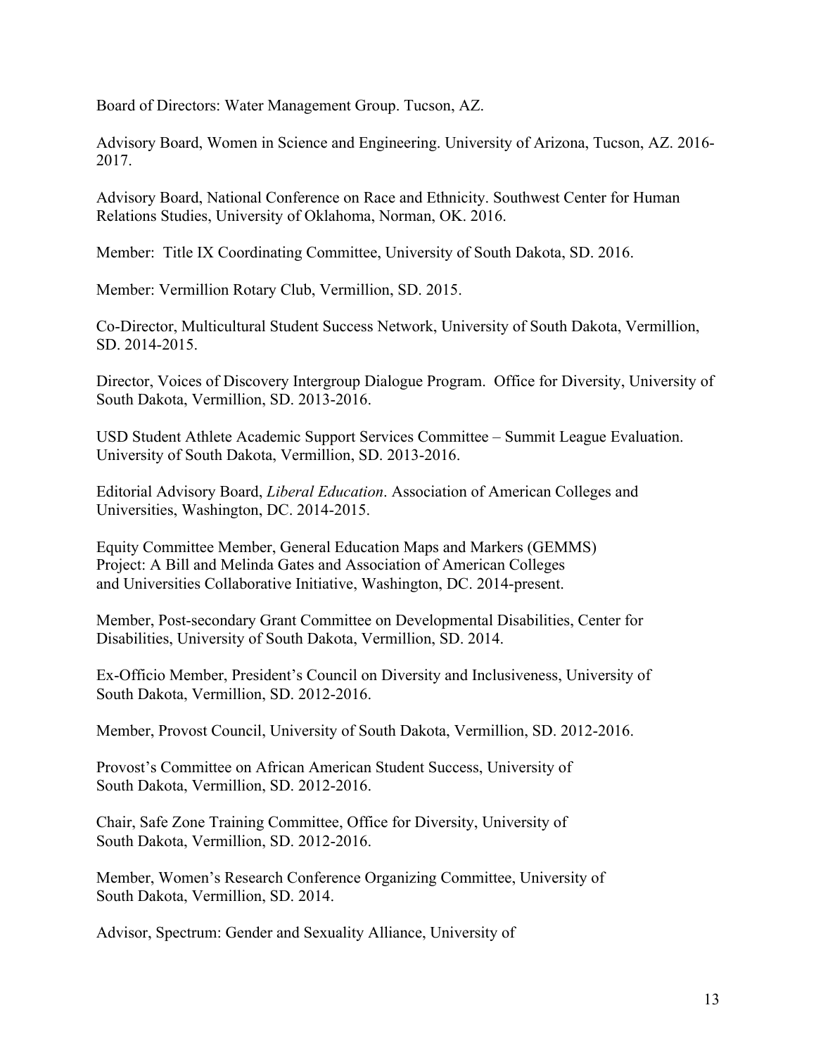Board of Directors: Water Management Group. Tucson, AZ.

Advisory Board, Women in Science and Engineering. University of Arizona, Tucson, AZ. 2016-2017.

Advisory Board, National Conference on Race and Ethnicity. Southwest Center for Human Relations Studies, University of Oklahoma, Norman, OK. 2016.

Member: Title IX Coordinating Committee, University of South Dakota, SD. 2016.

Member: Vermillion Rotary Club, Vermillion, SD. 2015.

Co-Director, Multicultural Student Success Network, University of South Dakota, Vermillion, SD. 2014-2015.

Director, Voices of Discovery Intergroup Dialogue Program. Office for Diversity, University of South Dakota, Vermillion, SD. 2013-2016.

USD Student Athlete Academic Support Services Committee – Summit League Evaluation. University of South Dakota, Vermillion, SD. 2013-2016.

Editorial Advisory Board, *Liberal Education*. Association of American Colleges and Universities, Washington, DC. 2014-2015.

Equity Committee Member, General Education Maps and Markers (GEMMS) Project: A Bill and Melinda Gates and Association of American Colleges and Universities Collaborative Initiative, Washington, DC. 2014-present.

Member, Post-secondary Grant Committee on Developmental Disabilities, Center for Disabilities, University of South Dakota, Vermillion, SD. 2014.

Ex-Officio Member, President's Council on Diversity and Inclusiveness, University of South Dakota, Vermillion, SD. 2012-2016.

Member, Provost Council, University of South Dakota, Vermillion, SD. 2012-2016.

Provost's Committee on African American Student Success, University of South Dakota, Vermillion, SD. 2012-2016.

Chair, Safe Zone Training Committee, Office for Diversity, University of South Dakota, Vermillion, SD. 2012-2016.

Member, Women's Research Conference Organizing Committee, University of South Dakota, Vermillion, SD. 2014.

Advisor, Spectrum: Gender and Sexuality Alliance, University of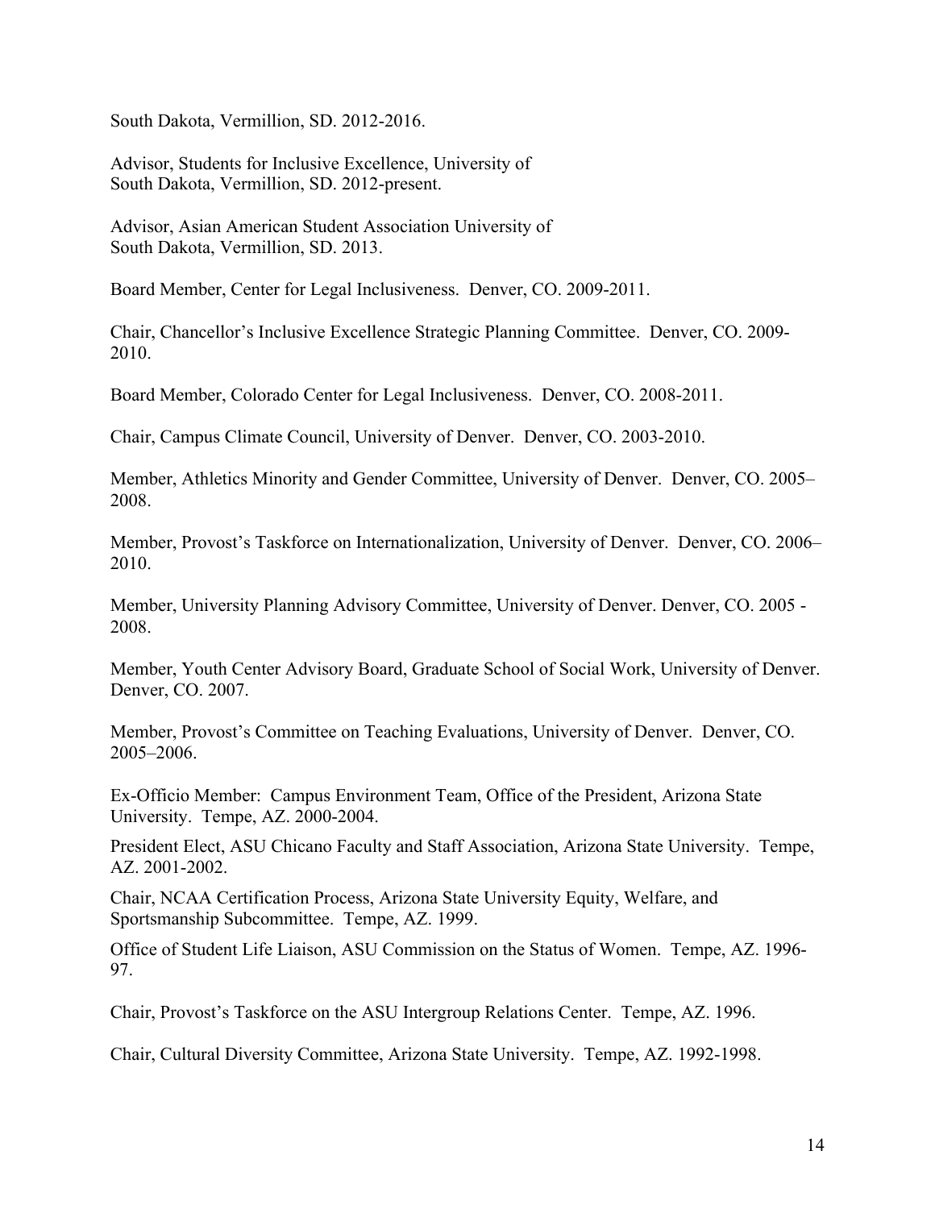South Dakota, Vermillion, SD. 2012-2016.

Advisor, Students for Inclusive Excellence, University of South Dakota, Vermillion, SD. 2012-present.

Advisor, Asian American Student Association University of South Dakota, Vermillion, SD. 2013.

Board Member, Center for Legal Inclusiveness. Denver, CO. 2009-2011.

Chair, Chancellor's Inclusive Excellence Strategic Planning Committee. Denver, CO. 2009-2010.

Board Member, Colorado Center for Legal Inclusiveness. Denver, CO. 2008-2011.

Chair, Campus Climate Council, University of Denver. Denver, CO. 2003-2010.

Member, Athletics Minority and Gender Committee, University of Denver. Denver, CO. 2005–2008.

Member, Provost's Taskforce on Internationalization, University of Denver. Denver, CO. 2006–2010.

Member, University Planning Advisory Committee, University of Denver. Denver, CO. 2005 - 2008.

Member, Youth Center Advisory Board, Graduate School of Social Work, University of Denver. Denver, CO. 2007.

Member, Provost's Committee on Teaching Evaluations, University of Denver. Denver, CO. 2005–2006.

Ex-Officio Member: Campus Environment Team, Office of the President, Arizona State University. Tempe, AZ. 2000-2004.

President Elect, ASU Chicano Faculty and Staff Association, Arizona State University. Tempe, AZ. 2001-2002.

Chair, NCAA Certification Process, Arizona State University Equity, Welfare, and Sportsmanship Subcommittee. Tempe, AZ. 1999.

Office of Student Life Liaison, ASU Commission on the Status of Women. Tempe, AZ. 1996-97.

Chair, Provost's Taskforce on the ASU Intergroup Relations Center. Tempe, AZ. 1996.

Chair, Cultural Diversity Committee, Arizona State University. Tempe, AZ. 1992-1998.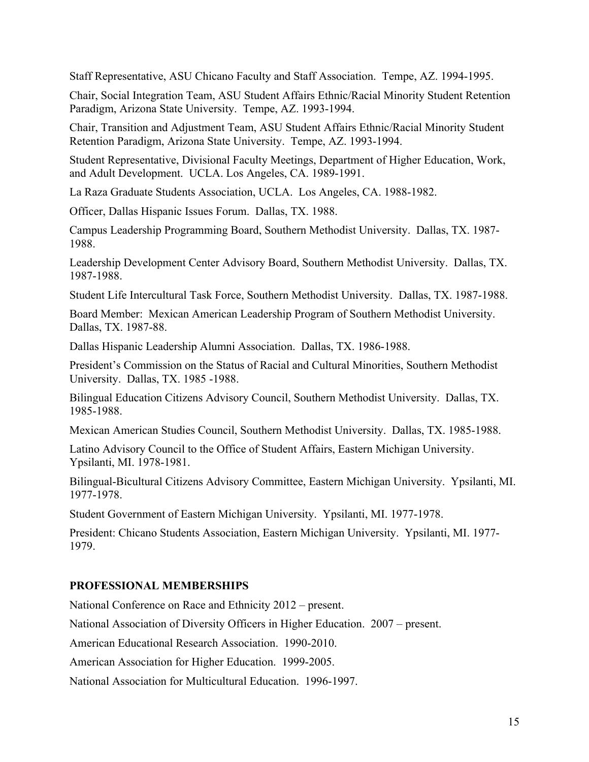Staff Representative, ASU Chicano Faculty and Staff Association. Tempe, AZ. 1994-1995.

Chair, Social Integration Team, ASU Student Affairs Ethnic/Racial Minority Student Retention Paradigm, Arizona State University. Tempe, AZ. 1993-1994.

Chair, Transition and Adjustment Team, ASU Student Affairs Ethnic/Racial Minority Student Retention Paradigm, Arizona State University. Tempe, AZ. 1993-1994.

Student Representative, Divisional Faculty Meetings, Department of Higher Education, Work, and Adult Development. UCLA. Los Angeles, CA. 1989-1991.

La Raza Graduate Students Association, UCLA. Los Angeles, CA. 1988-1982.

Officer, Dallas Hispanic Issues Forum. Dallas, TX. 1988.

Campus Leadership Programming Board, Southern Methodist University. Dallas, TX. 1987-1988.

Leadership Development Center Advisory Board, Southern Methodist University. Dallas, TX. 1987-1988.

Student Life Intercultural Task Force, Southern Methodist University. Dallas, TX. 1987-1988.

Board Member: Mexican American Leadership Program of Southern Methodist University. Dallas, TX. 1987-88.

Dallas Hispanic Leadership Alumni Association. Dallas, TX. 1986-1988.

President's Commission on the Status of Racial and Cultural Minorities, Southern Methodist University. Dallas, TX. 1985 -1988.

Bilingual Education Citizens Advisory Council, Southern Methodist University. Dallas, TX. 1985-1988.

Mexican American Studies Council, Southern Methodist University. Dallas, TX. 1985-1988.

Latino Advisory Council to the Office of Student Affairs, Eastern Michigan University. Ypsilanti, MI. 1978-1981.

Bilingual-Bicultural Citizens Advisory Committee, Eastern Michigan University. Ypsilanti, MI. 1977-1978.

Student Government of Eastern Michigan University. Ypsilanti, MI. 1977-1978.

President: Chicano Students Association, Eastern Michigan University. Ypsilanti, MI. 1977-1979.

## PROFESSIONAL MEMBERSHIPS

National Conference on Race and Ethnicity 2012 – present.

National Association of Diversity Officers in Higher Education. 2007 – present.

American Educational Research Association. 1990-2010.

American Association for Higher Education. 1999-2005.

National Association for Multicultural Education. 1996-1997.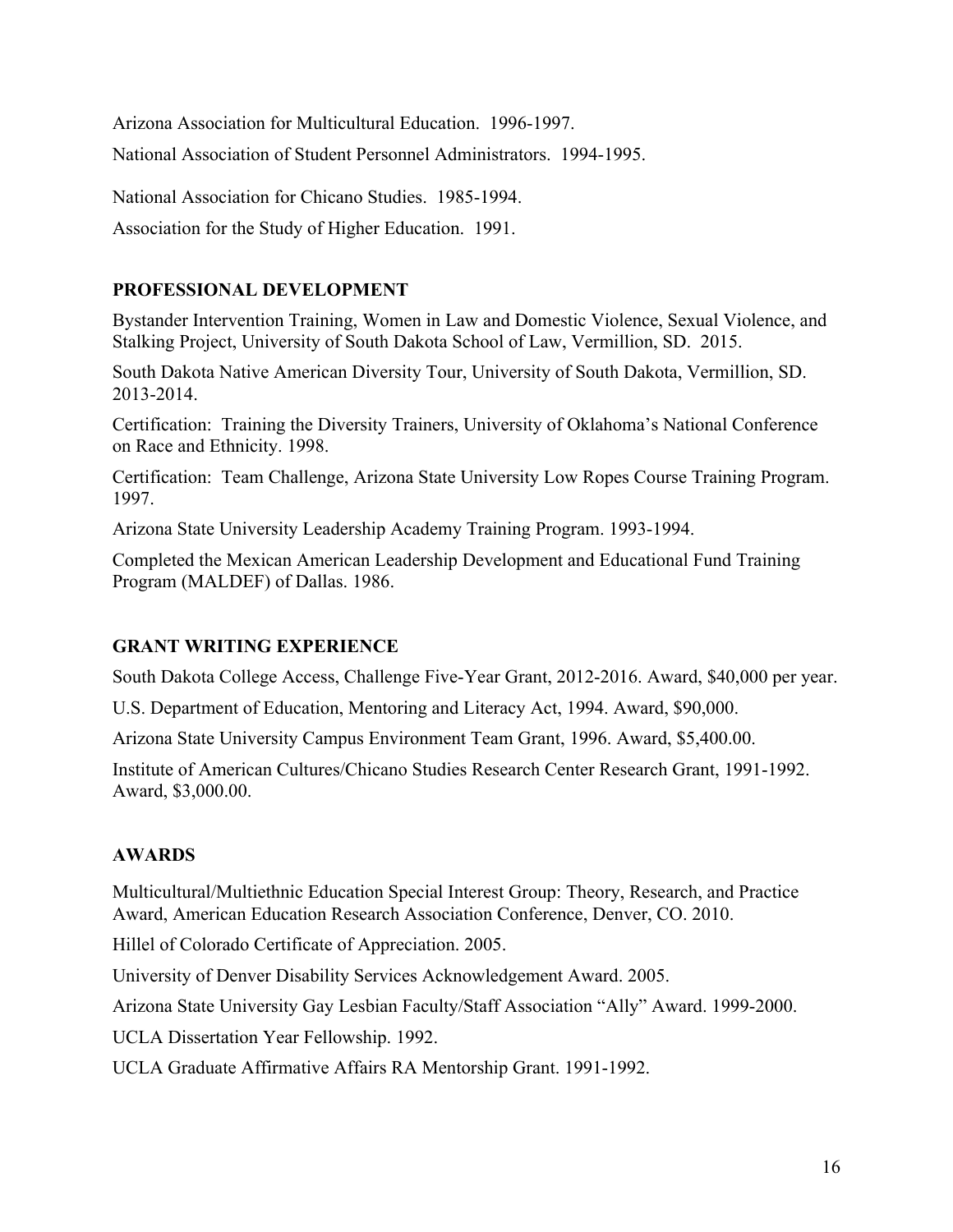Arizona Association for Multicultural Education. 1996-1997.

National Association of Student Personnel Administrators. 1994-1995.

National Association for Chicano Studies. 1985-1994.

Association for the Study of Higher Education. 1991.

## PROFESSIONAL DEVELOPMENT

Bystander Intervention Training, Women in Law and Domestic Violence, Sexual Violence, and Stalking Project, University of South Dakota School of Law, Vermillion, SD. 2015.

South Dakota Native American Diversity Tour, University of South Dakota, Vermillion, SD. 2013-2014.

Certification: Training the Diversity Trainers, University of Oklahoma's National Conference on Race and Ethnicity. 1998.

Certification: Team Challenge, Arizona State University Low Ropes Course Training Program. 1997.

Arizona State University Leadership Academy Training Program. 1993-1994.

Completed the Mexican American Leadership Development and Educational Fund Training Program (MALDEF) of Dallas. 1986.

## GRANT WRITING EXPERIENCE

South Dakota College Access, Challenge Five-Year Grant, 2012-2016. Award, $40,000 per year.

U.S. Department of Education, Mentoring and Literacy Act, 1994. Award, $90,000.

Arizona State University Campus Environment Team Grant, 1996. Award, $5,400.00.

Institute of American Cultures/Chicano Studies Research Center Research Grant, 1991-1992. Award, $3,000.00.

## AWARDS

Multicultural/Multiethnic Education Special Interest Group: Theory, Research, and Practice Award, American Education Research Association Conference, Denver, CO. 2010.

Hillel of Colorado Certificate of Appreciation. 2005.

University of Denver Disability Services Acknowledgement Award. 2005.

Arizona State University Gay Lesbian Faculty/Staff Association "Ally" Award. 1999-2000.

UCLA Dissertation Year Fellowship. 1992.

UCLA Graduate Affirmative Affairs RA Mentorship Grant. 1991-1992.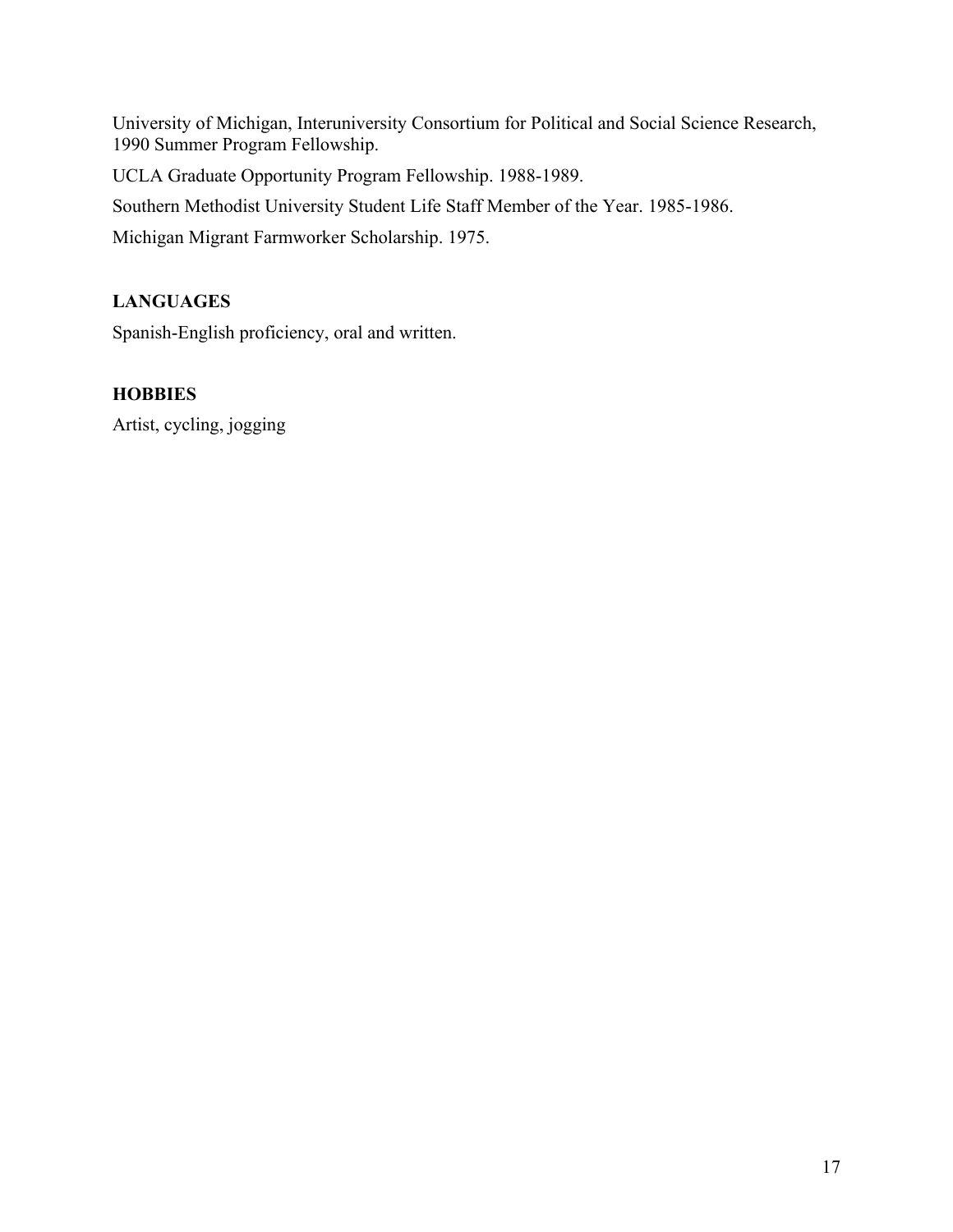University of Michigan, Interuniversity Consortium for Political and Social Science Research, 1990 Summer Program Fellowship.

UCLA Graduate Opportunity Program Fellowship. 1988-1989.

Southern Methodist University Student Life Staff Member of the Year. 1985-1986.

Michigan Migrant Farmworker Scholarship. 1975.

## LANGUAGES

Spanish-English proficiency, oral and written.

## HOBBIES

Artist, cycling, jogging